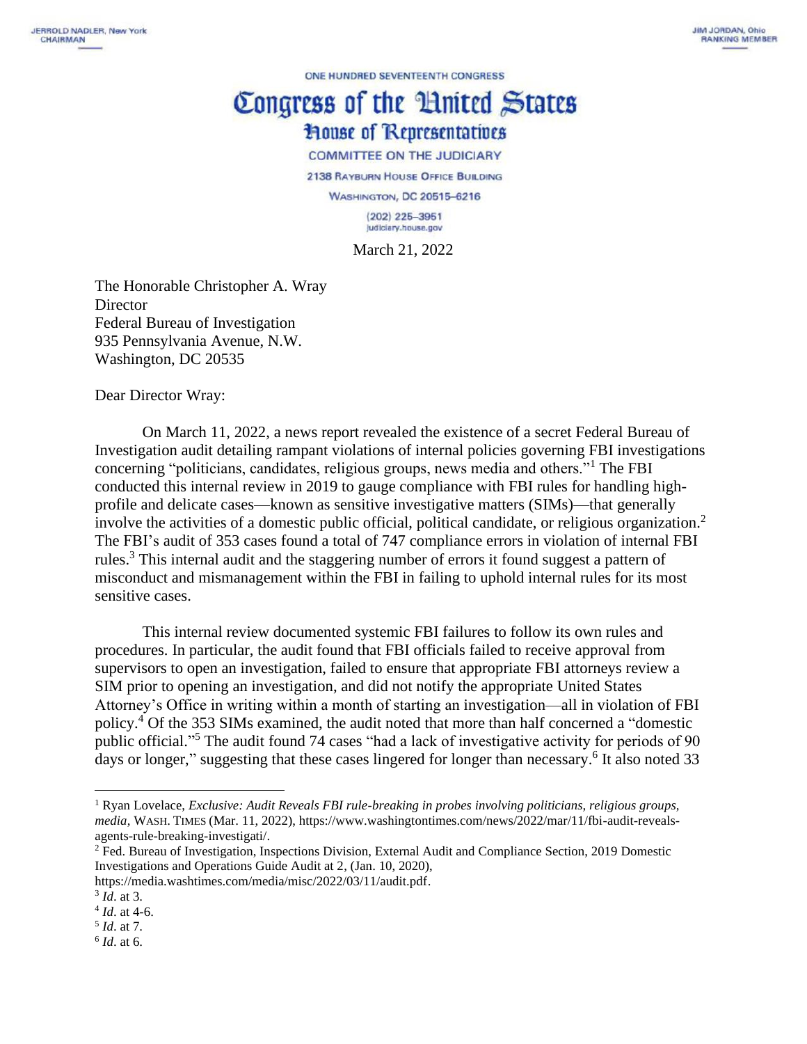JERROLD NADLER, New York
CHAIRMAN

JIM JORDAN, Ohio
RANKING MEMBER

ONE HUNDRED SEVENTEENTH CONGRESS

# Congress of the United States
## House of Representatives

COMMITTEE ON THE JUDICIARY

2138 RAYBURN HOUSE OFFICE BUILDING

WASHINGTON, DC 20515–6216

(202) 225–3951
judiciary.house.gov

March 21, 2022

The Honorable Christopher A. Wray
Director
Federal Bureau of Investigation
935 Pennsylvania Avenue, N.W.
Washington, DC 20535

Dear Director Wray:

On March 11, 2022, a news report revealed the existence of a secret Federal Bureau of Investigation audit detailing rampant violations of internal policies governing FBI investigations concerning "politicians, candidates, religious groups, news media and others."[1] The FBI conducted this internal review in 2019 to gauge compliance with FBI rules for handling high-profile and delicate cases—known as sensitive investigative matters (SIMs)—that generally involve the activities of a domestic public official, political candidate, or religious organization.[2] The FBI's audit of 353 cases found a total of 747 compliance errors in violation of internal FBI rules.[3] This internal audit and the staggering number of errors it found suggest a pattern of misconduct and mismanagement within the FBI in failing to uphold internal rules for its most sensitive cases.

This internal review documented systemic FBI failures to follow its own rules and procedures. In particular, the audit found that FBI officials failed to receive approval from supervisors to open an investigation, failed to ensure that appropriate FBI attorneys review a SIM prior to opening an investigation, and did not notify the appropriate United States Attorney's Office in writing within a month of starting an investigation—all in violation of FBI policy.[4] Of the 353 SIMs examined, the audit noted that more than half concerned a "domestic public official."[5] The audit found 74 cases "had a lack of investigative activity for periods of 90 days or longer," suggesting that these cases lingered for longer than necessary.[6] It also noted 33

---

[1] Ryan Lovelace, *Exclusive: Audit Reveals FBI rule-breaking in probes involving politicians, religious groups, media*, WASH. TIMES (Mar. 11, 2022), https://www.washingtontimes.com/news/2022/mar/11/fbi-audit-reveals-agents-rule-breaking-investigati/.

[2] Fed. Bureau of Investigation, Inspections Division, External Audit and Compliance Section, 2019 Domestic Investigations and Operations Guide Audit at 2, (Jan. 10, 2020), https://media.washtimes.com/media/misc/2022/03/11/audit.pdf.

[3] *Id*. at 3.

[4] *Id*. at 4-6.

[5] *Id*. at 7.

[6] *Id*. at 6.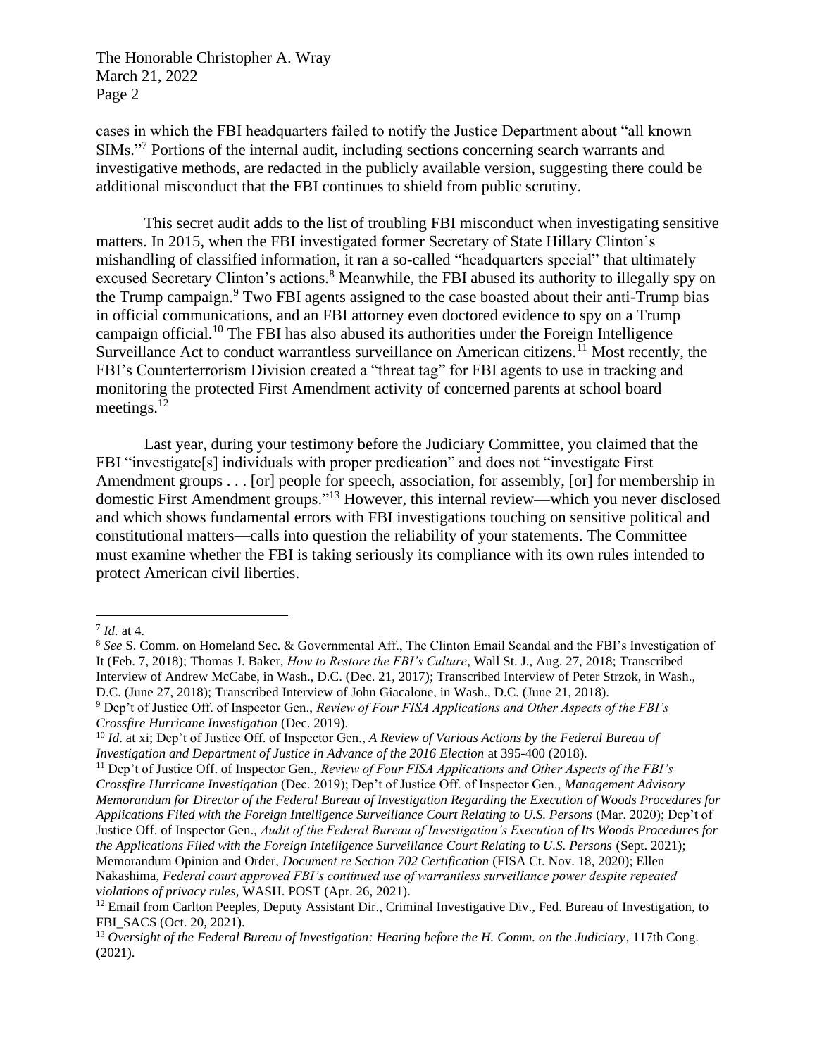cases in which the FBI headquarters failed to notify the Justice Department about "all known SIMs."[7] Portions of the internal audit, including sections concerning search warrants and investigative methods, are redacted in the publicly available version, suggesting there could be additional misconduct that the FBI continues to shield from public scrutiny.

This secret audit adds to the list of troubling FBI misconduct when investigating sensitive matters. In 2015, when the FBI investigated former Secretary of State Hillary Clinton's mishandling of classified information, it ran a so-called "headquarters special" that ultimately excused Secretary Clinton's actions.[8] Meanwhile, the FBI abused its authority to illegally spy on the Trump campaign.[9] Two FBI agents assigned to the case boasted about their anti-Trump bias in official communications, and an FBI attorney even doctored evidence to spy on a Trump campaign official.[10] The FBI has also abused its authorities under the Foreign Intelligence Surveillance Act to conduct warrantless surveillance on American citizens.[11] Most recently, the FBI's Counterterrorism Division created a "threat tag" for FBI agents to use in tracking and monitoring the protected First Amendment activity of concerned parents at school board meetings.[12]

Last year, during your testimony before the Judiciary Committee, you claimed that the FBI "investigate[s] individuals with proper predication" and does not "investigate First Amendment groups . . . [or] people for speech, association, for assembly, [or] for membership in domestic First Amendment groups."[13] However, this internal review—which you never disclosed and which shows fundamental errors with FBI investigations touching on sensitive political and constitutional matters—calls into question the reliability of your statements. The Committee must examine whether the FBI is taking seriously its compliance with its own rules intended to protect American civil liberties.

---

[7] *Id.* at 4.

[8] *See* S. Comm. on Homeland Sec. & Governmental Aff., The Clinton Email Scandal and the FBI's Investigation of It (Feb. 7, 2018); Thomas J. Baker, *How to Restore the FBI's Culture*, Wall St. J., Aug. 27, 2018; Transcribed Interview of Andrew McCabe, in Wash., D.C. (Dec. 21, 2017); Transcribed Interview of Peter Strzok, in Wash., D.C. (June 27, 2018); Transcribed Interview of John Giacalone, in Wash., D.C. (June 21, 2018).

[9] Dep't of Justice Off. of Inspector Gen., *Review of Four FISA Applications and Other Aspects of the FBI's Crossfire Hurricane Investigation* (Dec. 2019).

[10] *Id*. at xi; Dep't of Justice Off. of Inspector Gen., *A Review of Various Actions by the Federal Bureau of Investigation and Department of Justice in Advance of the 2016 Election* at 395-400 (2018).

[11] Dep't of Justice Off. of Inspector Gen., *Review of Four FISA Applications and Other Aspects of the FBI's Crossfire Hurricane Investigation* (Dec. 2019); Dep't of Justice Off. of Inspector Gen., *Management Advisory Memorandum for Director of the Federal Bureau of Investigation Regarding the Execution of Woods Procedures for Applications Filed with the Foreign Intelligence Surveillance Court Relating to U.S. Persons* (Mar. 2020); Dep't of Justice Off. of Inspector Gen., *Audit of the Federal Bureau of Investigation's Execution of Its Woods Procedures for the Applications Filed with the Foreign Intelligence Surveillance Court Relating to U.S. Persons* (Sept. 2021); Memorandum Opinion and Order, *Document re Section 702 Certification* (FISA Ct. Nov. 18, 2020); Ellen Nakashima, *Federal court approved FBI's continued use of warrantless surveillance power despite repeated violations of privacy rules*, WASH. POST (Apr. 26, 2021).

[12] Email from Carlton Peeples, Deputy Assistant Dir., Criminal Investigative Div., Fed. Bureau of Investigation, to FBI_SACS (Oct. 20, 2021).

[13] *Oversight of the Federal Bureau of Investigation: Hearing before the H. Comm. on the Judiciary*, 117th Cong. (2021).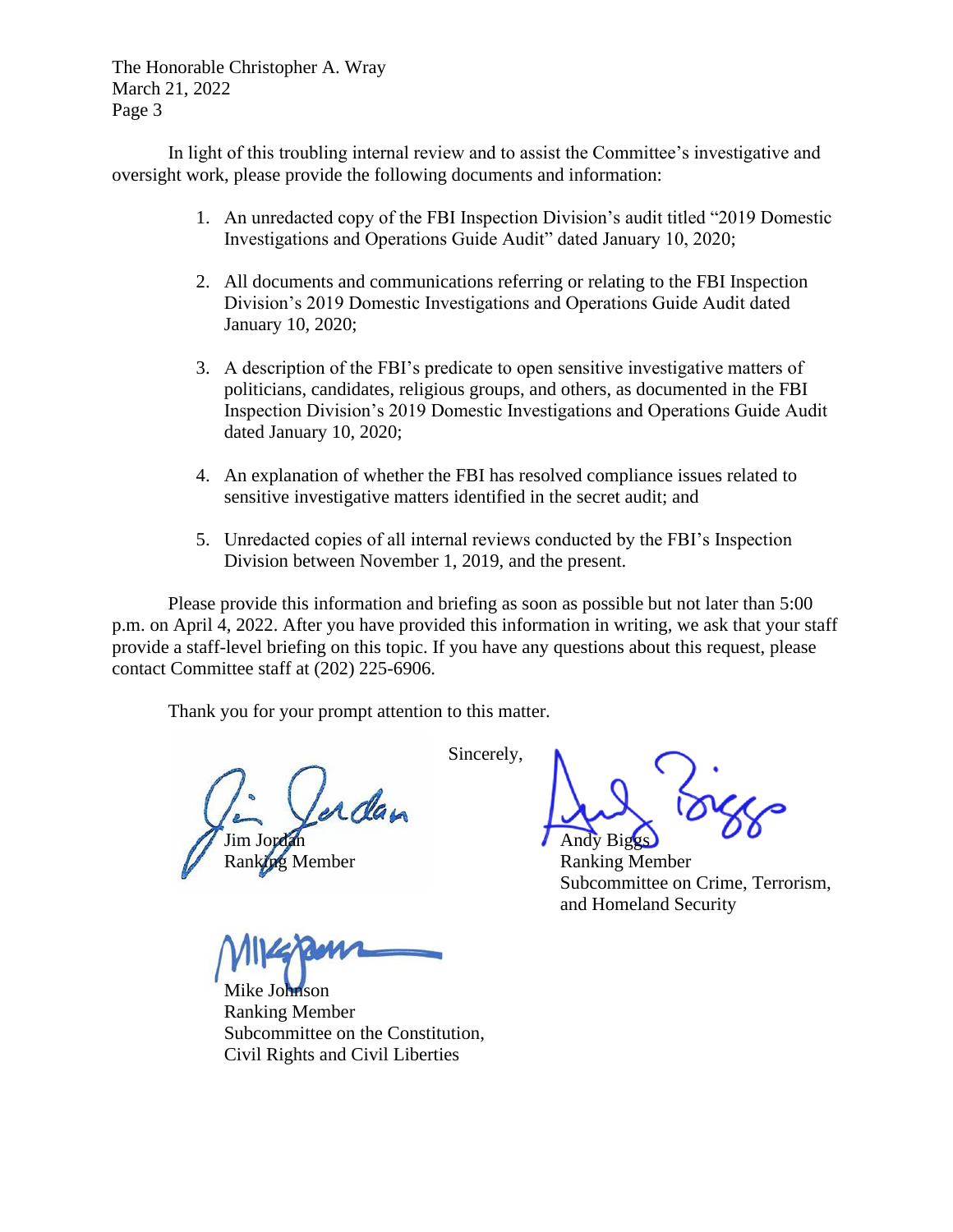The Honorable Christopher A. Wray
March 21, 2022

In light of this troubling internal review and to assist the Committee's investigative and oversight work, please provide the following documents and information:

1. An unredacted copy of the FBI Inspection Division's audit titled "2019 Domestic Investigations and Operations Guide Audit" dated January 10, 2020;

2. All documents and communications referring or relating to the FBI Inspection Division's 2019 Domestic Investigations and Operations Guide Audit dated January 10, 2020;

3. A description of the FBI's predicate to open sensitive investigative matters of politicians, candidates, religious groups, and others, as documented in the FBI Inspection Division's 2019 Domestic Investigations and Operations Guide Audit dated January 10, 2020;

4. An explanation of whether the FBI has resolved compliance issues related to sensitive investigative matters identified in the secret audit; and

5. Unredacted copies of all internal reviews conducted by the FBI's Inspection Division between November 1, 2019, and the present.

Please provide this information and briefing as soon as possible but not later than 5:00 p.m. on April 4, 2022. After you have provided this information in writing, we ask that your staff provide a staff-level briefing on this topic. If you have any questions about this request, please contact Committee staff at (202) 225-6906.

Thank you for your prompt attention to this matter.

Sincerely,

Jim Jordan
Ranking Member

Andy Biggs
Ranking Member
Subcommittee on Crime, Terrorism, and Homeland Security

Mike Johnson
Ranking Member
Subcommittee on the Constitution, Civil Rights and Civil Liberties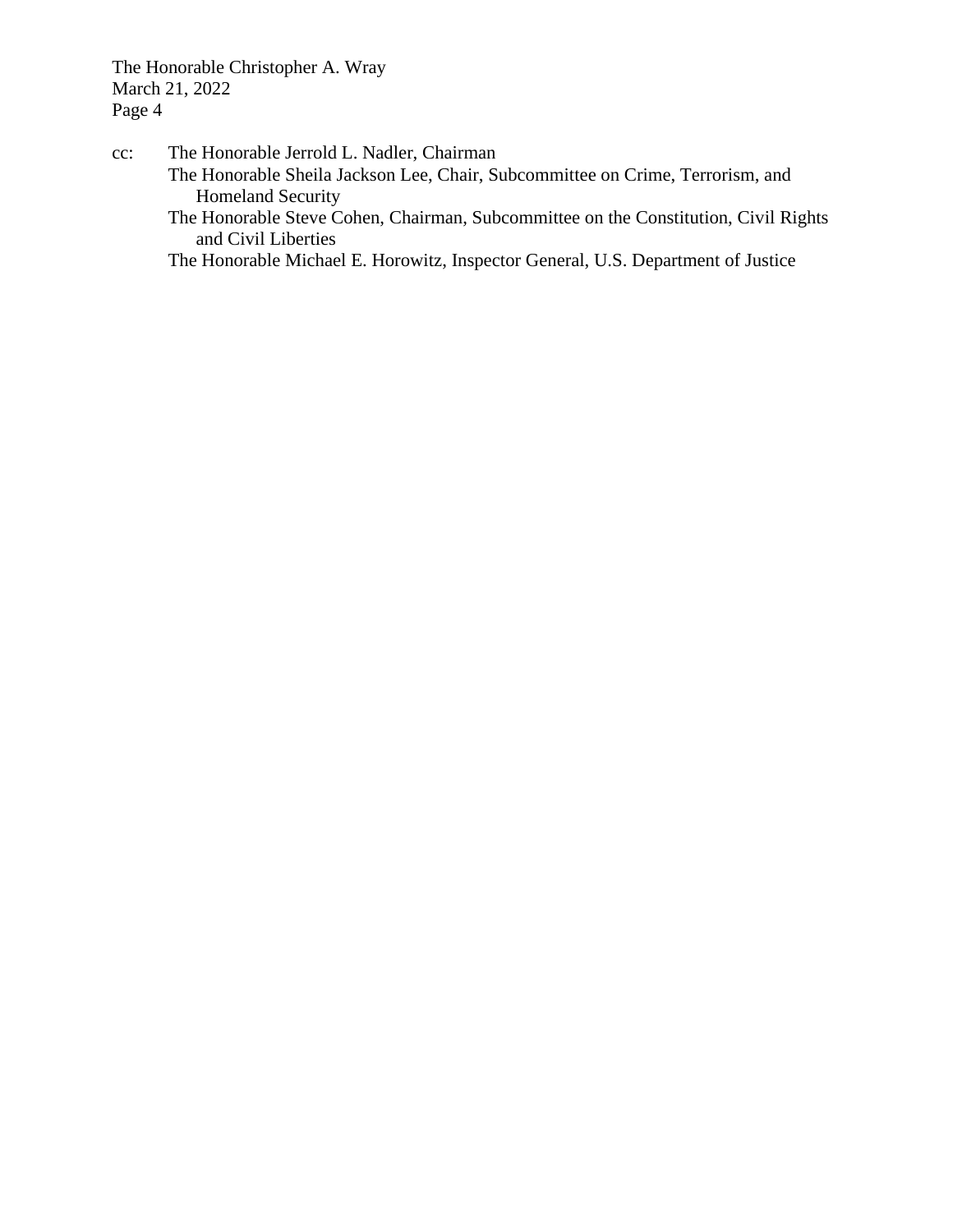cc: The Honorable Jerrold L. Nadler, Chairman
The Honorable Sheila Jackson Lee, Chair, Subcommittee on Crime, Terrorism, and Homeland Security
The Honorable Steve Cohen, Chairman, Subcommittee on the Constitution, Civil Rights and Civil Liberties
The Honorable Michael E. Horowitz, Inspector General, U.S. Department of Justice